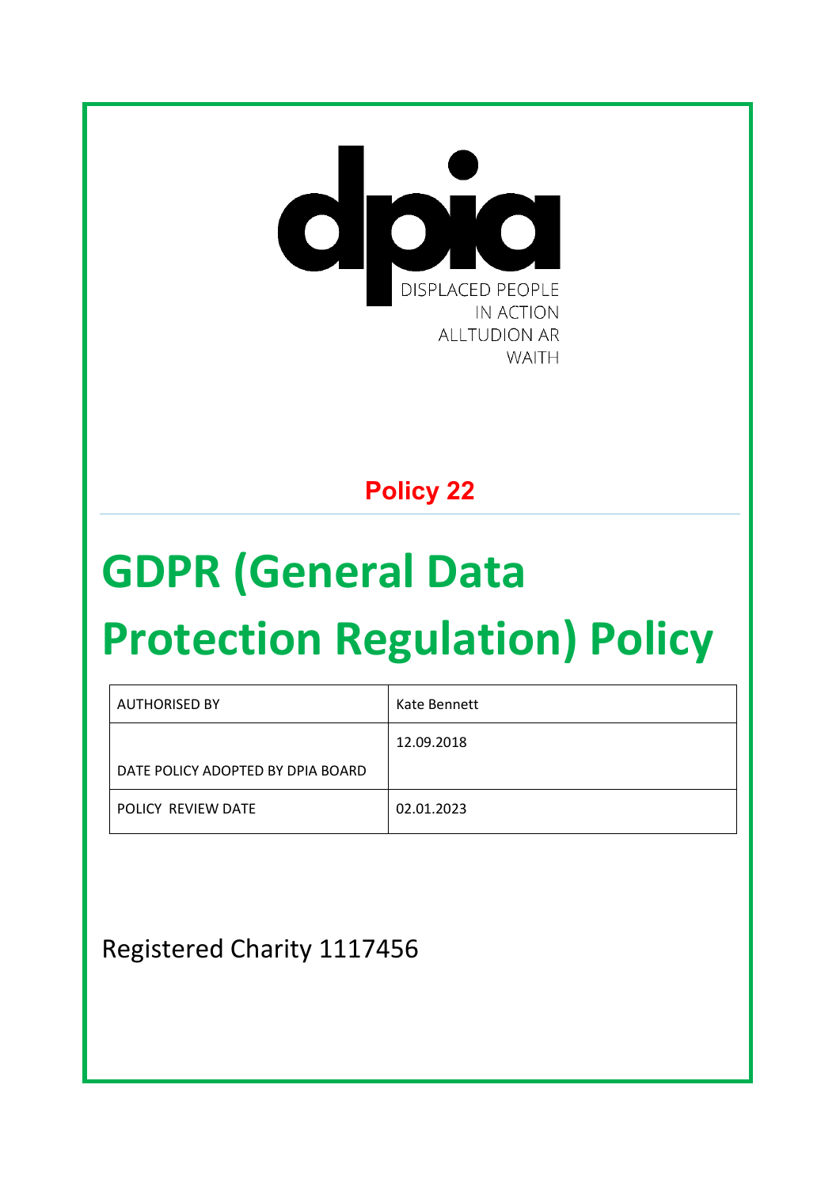dpia

DISPLACED PEOPLE
IN ACTION
ALLTUDION AR
WAITH

**Policy 22**

# GDPR (General Data Protection Regulation) Policy

| | |
|---|---|
| AUTHORISED BY | Kate Bennett |
| DATE POLICY ADOPTED BY DPIA BOARD | 12.09.2018 |
| POLICY REVIEW DATE | 02.01.2023 |

Registered Charity 1117456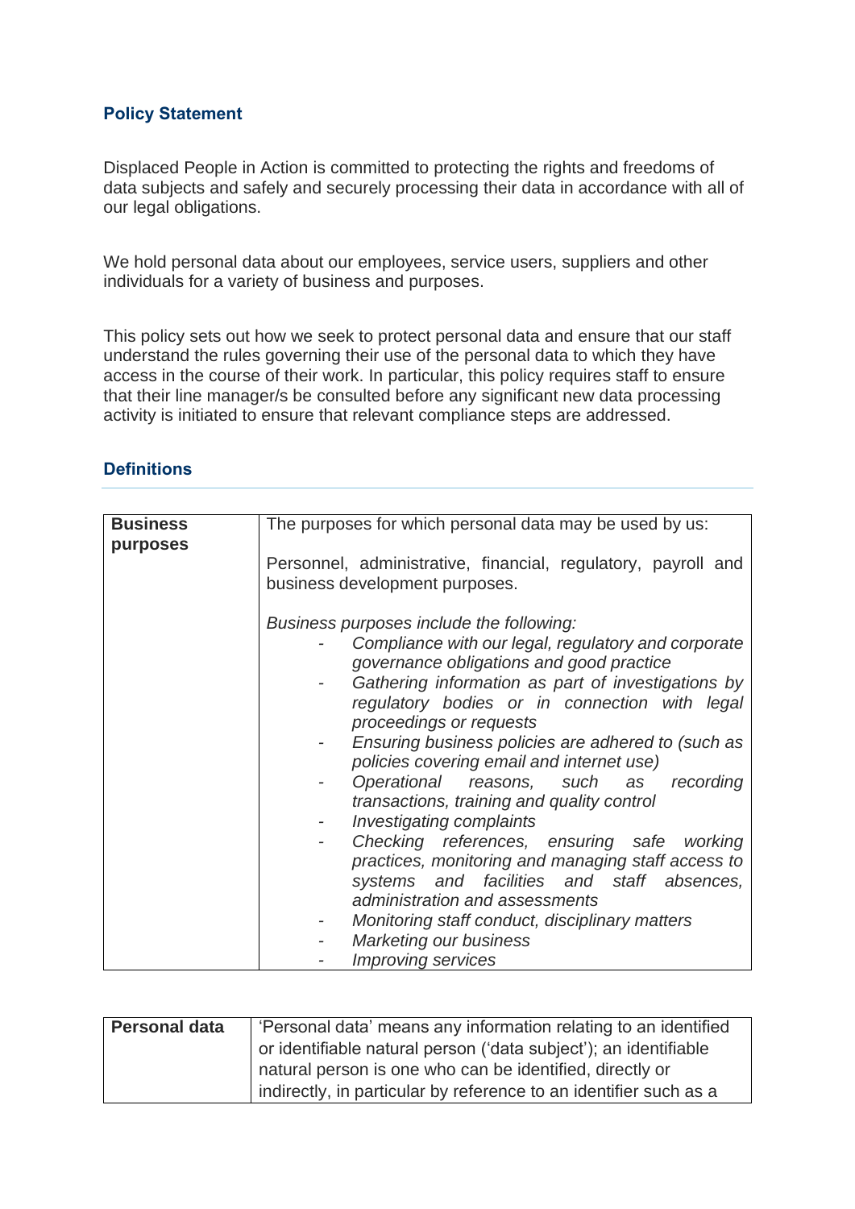## Policy Statement

Displaced People in Action is committed to protecting the rights and freedoms of data subjects and safely and securely processing their data in accordance with all of our legal obligations.

We hold personal data about our employees, service users, suppliers and other individuals for a variety of business and purposes.

This policy sets out how we seek to protect personal data and ensure that our staff understand the rules governing their use of the personal data to which they have access in the course of their work. In particular, this policy requires staff to ensure that their line manager/s be consulted before any significant new data processing activity is initiated to ensure that relevant compliance steps are addressed.

## Definitions

| | |
|---|---|
| **Business purposes** | The purposes for which personal data may be used by us:<br><br>Personnel, administrative, financial, regulatory, payroll and business development purposes.<br><br>*Business purposes include the following:*<br>- *Compliance with our legal, regulatory and corporate governance obligations and good practice*<br>- *Gathering information as part of investigations by regulatory bodies or in connection with legal proceedings or requests*<br>- *Ensuring business policies are adhered to (such as policies covering email and internet use)*<br>- *Operational reasons, such as recording transactions, training and quality control*<br>- *Investigating complaints*<br>- *Checking references, ensuring safe working practices, monitoring and managing staff access to systems and facilities and staff absences, administration and assessments*<br>- *Monitoring staff conduct, disciplinary matters*<br>- *Marketing our business*<br>- *Improving services* |

| | |
|---|---|
| **Personal data** | 'Personal data' means any information relating to an identified or identifiable natural person ('data subject'); an identifiable natural person is one who can be identified, directly or indirectly, in particular by reference to an identifier such as a |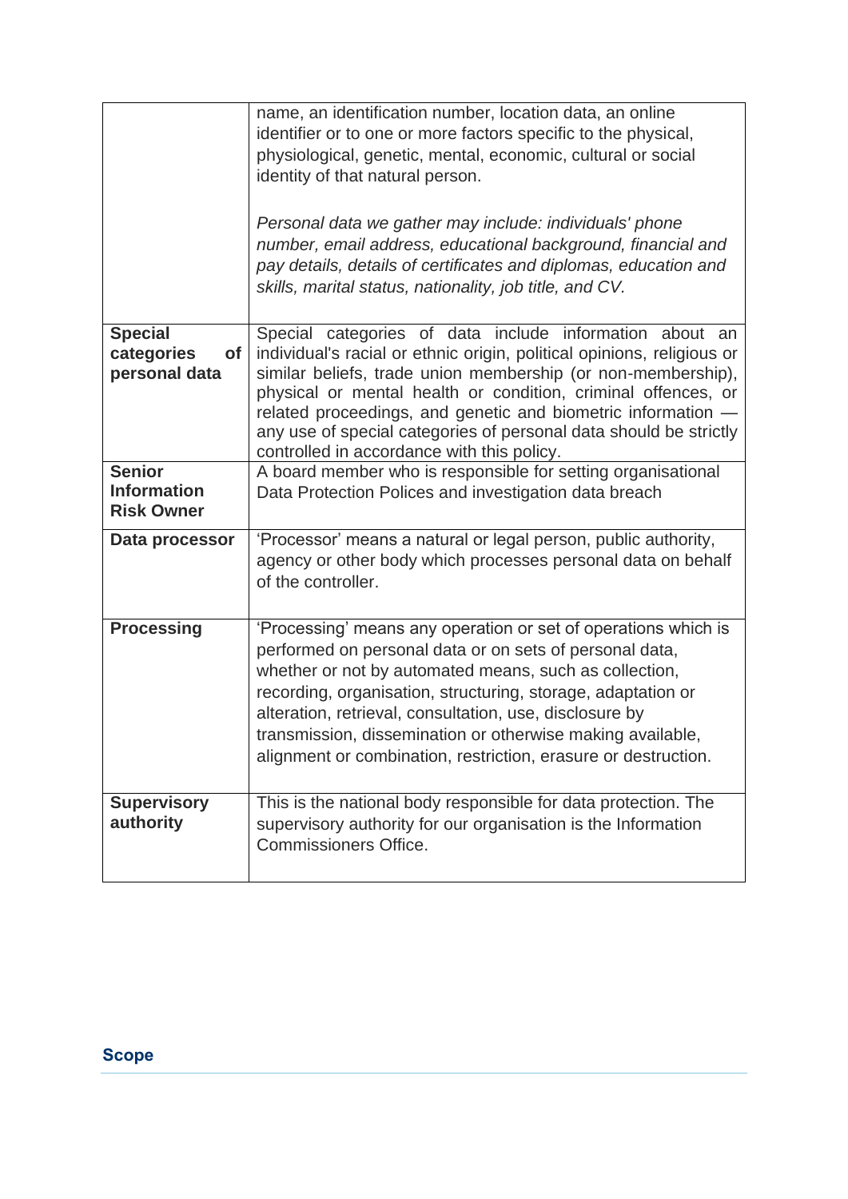| | |
|---|---|
| | name, an identification number, location data, an online identifier or to one or more factors specific to the physical, physiological, genetic, mental, economic, cultural or social identity of that natural person.<br><br>*Personal data we gather may include: individuals' phone number, email address, educational background, financial and pay details, details of certificates and diplomas, education and skills, marital status, nationality, job title, and CV.* |
| **Special categories of personal data** | Special categories of data include information about an individual's racial or ethnic origin, political opinions, religious or similar beliefs, trade union membership (or non-membership), physical or mental health or condition, criminal offences, or related proceedings, and genetic and biometric information — any use of special categories of personal data should be strictly controlled in accordance with this policy. |
| **Senior Information Risk Owner** | A board member who is responsible for setting organisational Data Protection Polices and investigation data breach |
| **Data processor** | 'Processor' means a natural or legal person, public authority, agency or other body which processes personal data on behalf of the controller. |
| **Processing** | 'Processing' means any operation or set of operations which is performed on personal data or on sets of personal data, whether or not by automated means, such as collection, recording, organisation, structuring, storage, adaptation or alteration, retrieval, consultation, use, disclosure by transmission, dissemination or otherwise making available, alignment or combination, restriction, erasure or destruction. |
| **Supervisory authority** | This is the national body responsible for data protection. The supervisory authority for our organisation is the Information Commissioners Office. |

## Scope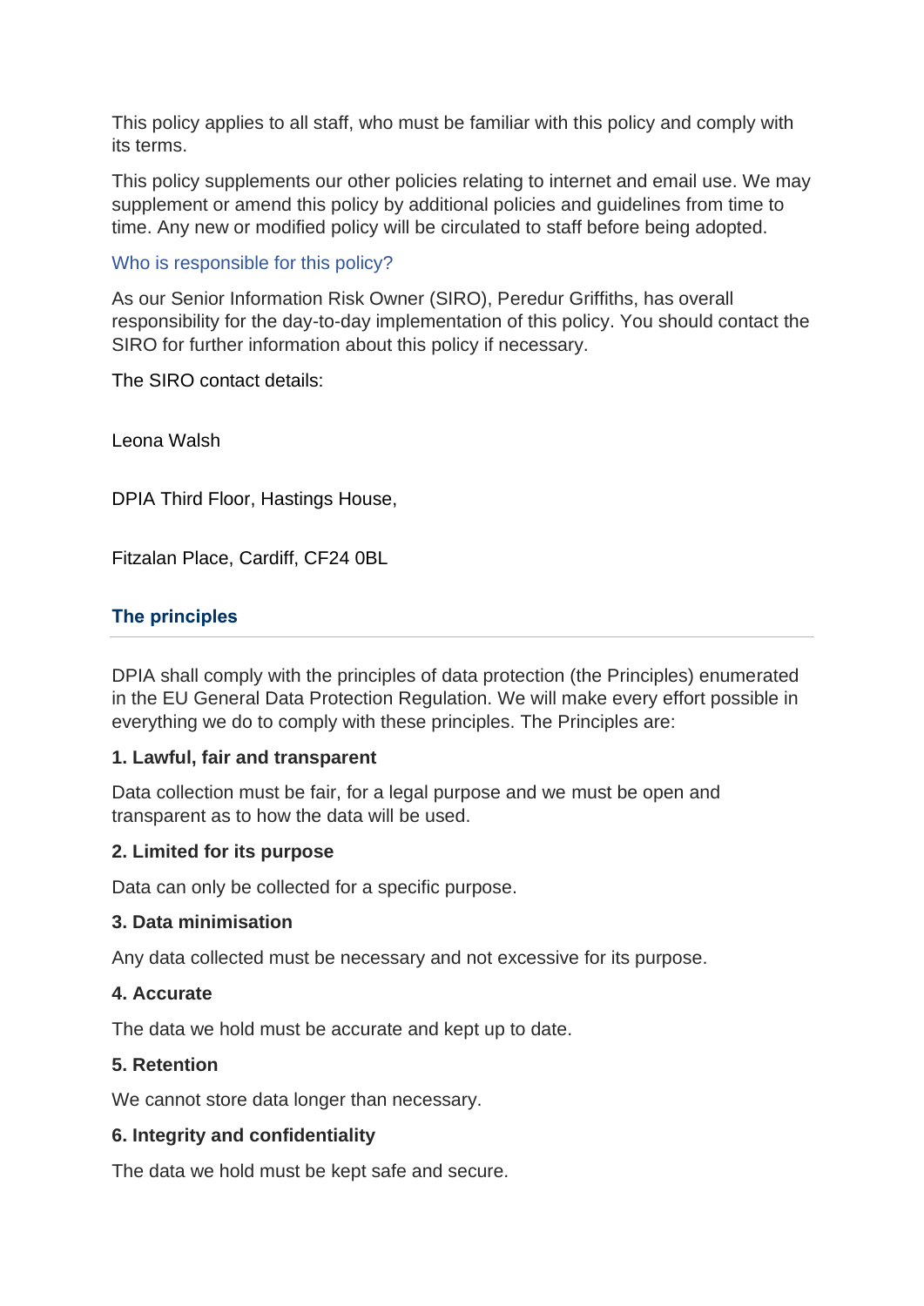This policy applies to all staff, who must be familiar with this policy and comply with its terms.

This policy supplements our other policies relating to internet and email use. We may supplement or amend this policy by additional policies and guidelines from time to time. Any new or modified policy will be circulated to staff before being adopted.

### Who is responsible for this policy?

As our Senior Information Risk Owner (SIRO), Peredur Griffiths, has overall responsibility for the day-to-day implementation of this policy. You should contact the SIRO for further information about this policy if necessary.

The SIRO contact details:

Leona Walsh

DPIA Third Floor, Hastings House,

Fitzalan Place, Cardiff, CF24 0BL

## The principles

DPIA shall comply with the principles of data protection (the Principles) enumerated in the EU General Data Protection Regulation. We will make every effort possible in everything we do to comply with these principles. The Principles are:

**1. Lawful, fair and transparent**

Data collection must be fair, for a legal purpose and we must be open and transparent as to how the data will be used.

**2. Limited for its purpose**

Data can only be collected for a specific purpose.

**3. Data minimisation**

Any data collected must be necessary and not excessive for its purpose.

**4. Accurate**

The data we hold must be accurate and kept up to date.

**5. Retention**

We cannot store data longer than necessary.

**6. Integrity and confidentiality**

The data we hold must be kept safe and secure.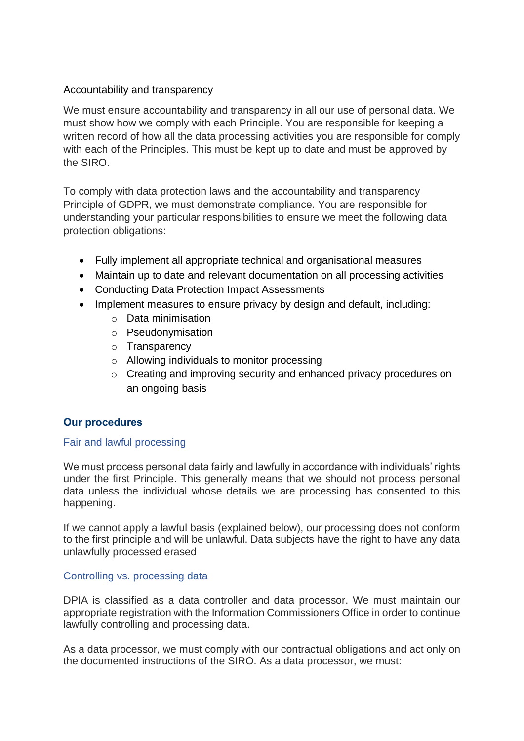Accountability and transparency

We must ensure accountability and transparency in all our use of personal data. We must show how we comply with each Principle. You are responsible for keeping a written record of how all the data processing activities you are responsible for comply with each of the Principles. This must be kept up to date and must be approved by the SIRO.

To comply with data protection laws and the accountability and transparency Principle of GDPR, we must demonstrate compliance. You are responsible for understanding your particular responsibilities to ensure we meet the following data protection obligations:

- Fully implement all appropriate technical and organisational measures
- Maintain up to date and relevant documentation on all processing activities
- Conducting Data Protection Impact Assessments
- Implement measures to ensure privacy by design and default, including:
    - Data minimisation
    - Pseudonymisation
    - Transparency
    - Allowing individuals to monitor processing
    - Creating and improving security and enhanced privacy procedures on an ongoing basis

## Our procedures

### Fair and lawful processing

We must process personal data fairly and lawfully in accordance with individuals' rights under the first Principle. This generally means that we should not process personal data unless the individual whose details we are processing has consented to this happening.

If we cannot apply a lawful basis (explained below), our processing does not conform to the first principle and will be unlawful. Data subjects have the right to have any data unlawfully processed erased

### Controlling vs. processing data

DPIA is classified as a data controller and data processor. We must maintain our appropriate registration with the Information Commissioners Office in order to continue lawfully controlling and processing data.

As a data processor, we must comply with our contractual obligations and act only on the documented instructions of the SIRO. As a data processor, we must: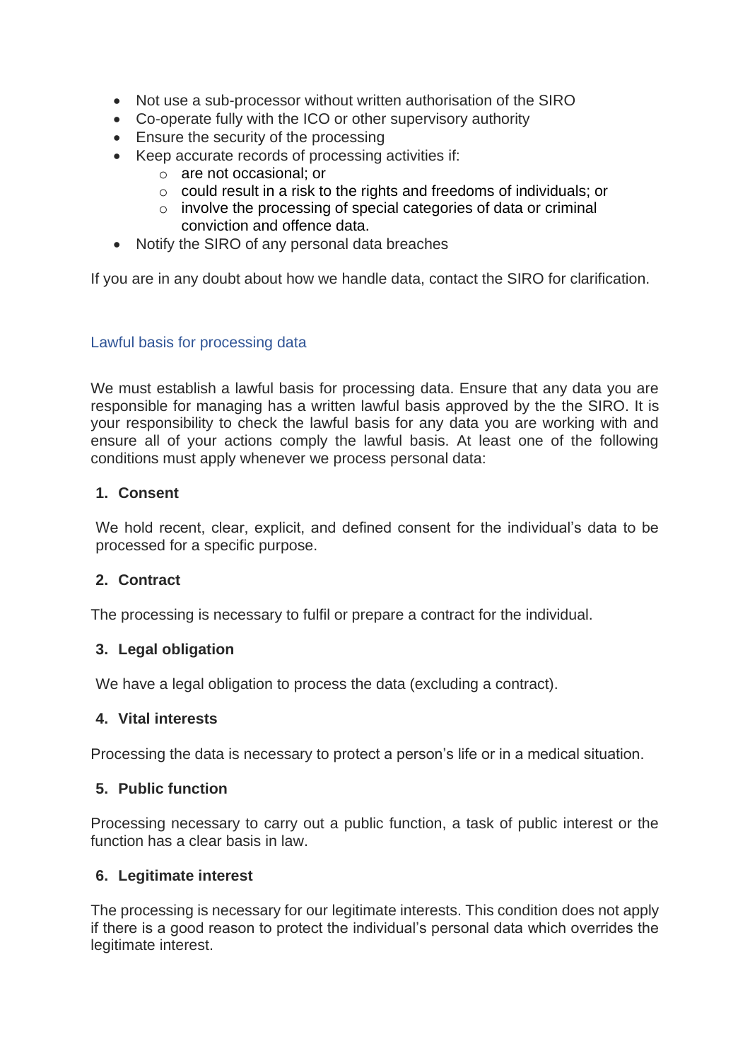- Not use a sub-processor without written authorisation of the SIRO
- Co-operate fully with the ICO or other supervisory authority
- Ensure the security of the processing
- Keep accurate records of processing activities if:
    - are not occasional; or
    - could result in a risk to the rights and freedoms of individuals; or
    - involve the processing of special categories of data or criminal conviction and offence data.
- Notify the SIRO of any personal data breaches

If you are in any doubt about how we handle data, contact the SIRO for clarification.

## Lawful basis for processing data

We must establish a lawful basis for processing data. Ensure that any data you are responsible for managing has a written lawful basis approved by the the SIRO. It is your responsibility to check the lawful basis for any data you are working with and ensure all of your actions comply the lawful basis. At least one of the following conditions must apply whenever we process personal data:

**1. Consent**

We hold recent, clear, explicit, and defined consent for the individual's data to be processed for a specific purpose.

**2. Contract**

The processing is necessary to fulfil or prepare a contract for the individual.

**3. Legal obligation**

We have a legal obligation to process the data (excluding a contract).

**4. Vital interests**

Processing the data is necessary to protect a person's life or in a medical situation.

**5. Public function**

Processing necessary to carry out a public function, a task of public interest or the function has a clear basis in law.

**6. Legitimate interest**

The processing is necessary for our legitimate interests. This condition does not apply if there is a good reason to protect the individual's personal data which overrides the legitimate interest.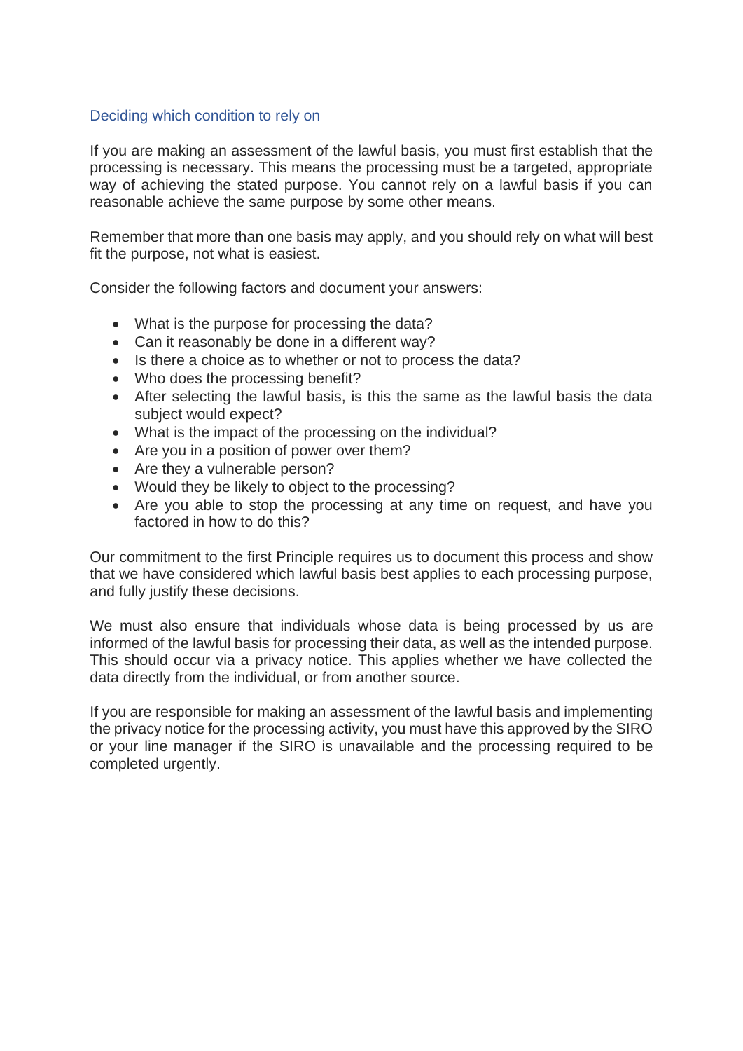### Deciding which condition to rely on

If you are making an assessment of the lawful basis, you must first establish that the processing is necessary. This means the processing must be a targeted, appropriate way of achieving the stated purpose. You cannot rely on a lawful basis if you can reasonable achieve the same purpose by some other means.

Remember that more than one basis may apply, and you should rely on what will best fit the purpose, not what is easiest.

Consider the following factors and document your answers:

- What is the purpose for processing the data?
- Can it reasonably be done in a different way?
- Is there a choice as to whether or not to process the data?
- Who does the processing benefit?
- After selecting the lawful basis, is this the same as the lawful basis the data subject would expect?
- What is the impact of the processing on the individual?
- Are you in a position of power over them?
- Are they a vulnerable person?
- Would they be likely to object to the processing?
- Are you able to stop the processing at any time on request, and have you factored in how to do this?

Our commitment to the first Principle requires us to document this process and show that we have considered which lawful basis best applies to each processing purpose, and fully justify these decisions.

We must also ensure that individuals whose data is being processed by us are informed of the lawful basis for processing their data, as well as the intended purpose. This should occur via a privacy notice. This applies whether we have collected the data directly from the individual, or from another source.

If you are responsible for making an assessment of the lawful basis and implementing the privacy notice for the processing activity, you must have this approved by the SIRO or your line manager if the SIRO is unavailable and the processing required to be completed urgently.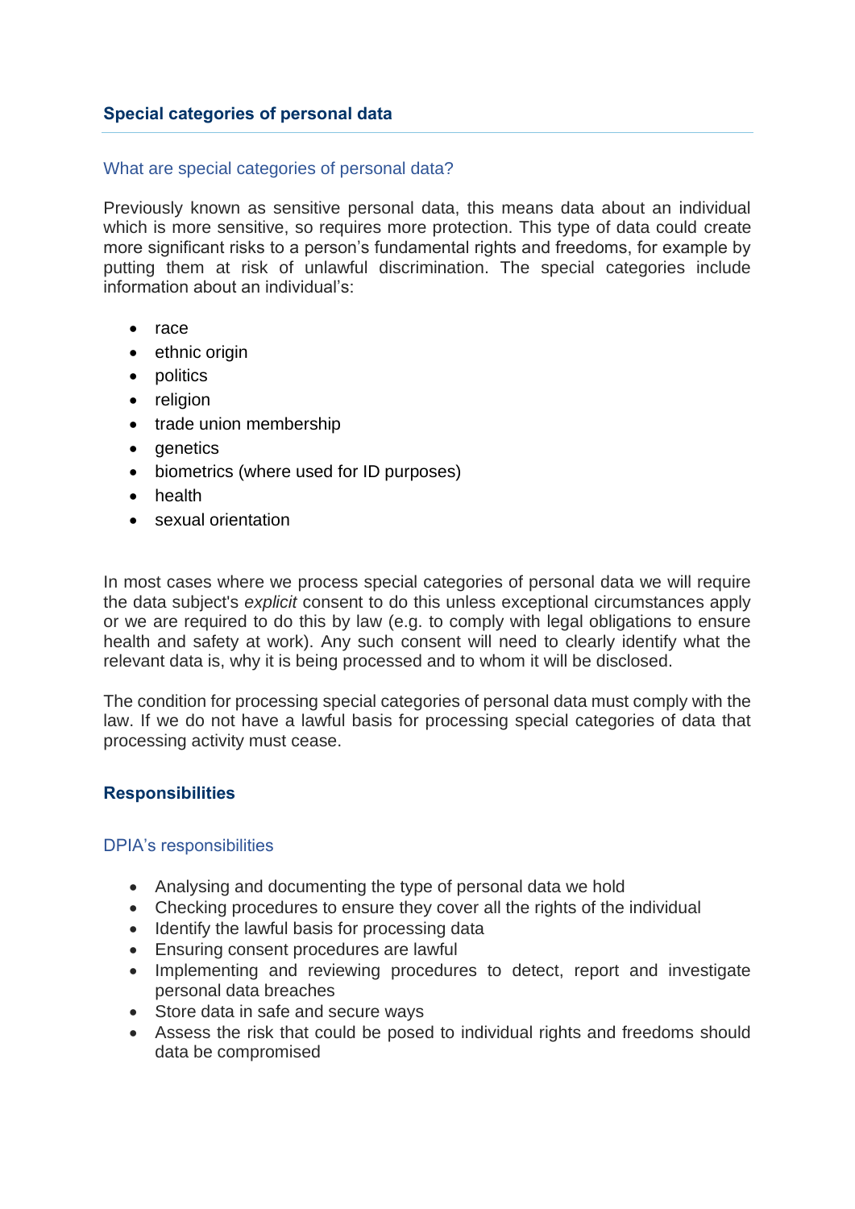## Special categories of personal data

### What are special categories of personal data?

Previously known as sensitive personal data, this means data about an individual which is more sensitive, so requires more protection. This type of data could create more significant risks to a person's fundamental rights and freedoms, for example by putting them at risk of unlawful discrimination. The special categories include information about an individual's:

- race
- ethnic origin
- politics
- religion
- trade union membership
- genetics
- biometrics (where used for ID purposes)
- health
- sexual orientation

In most cases where we process special categories of personal data we will require the data subject's *explicit* consent to do this unless exceptional circumstances apply or we are required to do this by law (e.g. to comply with legal obligations to ensure health and safety at work). Any such consent will need to clearly identify what the relevant data is, why it is being processed and to whom it will be disclosed.

The condition for processing special categories of personal data must comply with the law. If we do not have a lawful basis for processing special categories of data that processing activity must cease.

## Responsibilities

### DPIA's responsibilities

- Analysing and documenting the type of personal data we hold
- Checking procedures to ensure they cover all the rights of the individual
- Identify the lawful basis for processing data
- Ensuring consent procedures are lawful
- Implementing and reviewing procedures to detect, report and investigate personal data breaches
- Store data in safe and secure ways
- Assess the risk that could be posed to individual rights and freedoms should data be compromised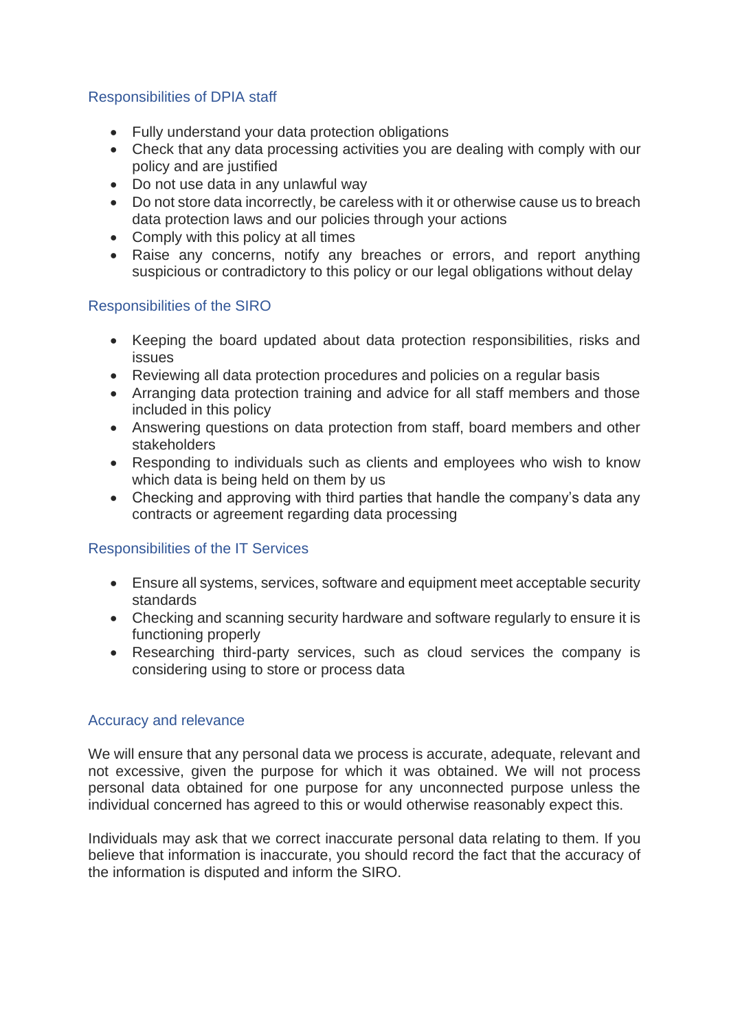### Responsibilities of DPIA staff

- Fully understand your data protection obligations
- Check that any data processing activities you are dealing with comply with our policy and are justified
- Do not use data in any unlawful way
- Do not store data incorrectly, be careless with it or otherwise cause us to breach data protection laws and our policies through your actions
- Comply with this policy at all times
- Raise any concerns, notify any breaches or errors, and report anything suspicious or contradictory to this policy or our legal obligations without delay

### Responsibilities of the SIRO

- Keeping the board updated about data protection responsibilities, risks and issues
- Reviewing all data protection procedures and policies on a regular basis
- Arranging data protection training and advice for all staff members and those included in this policy
- Answering questions on data protection from staff, board members and other stakeholders
- Responding to individuals such as clients and employees who wish to know which data is being held on them by us
- Checking and approving with third parties that handle the company's data any contracts or agreement regarding data processing

### Responsibilities of the IT Services

- Ensure all systems, services, software and equipment meet acceptable security standards
- Checking and scanning security hardware and software regularly to ensure it is functioning properly
- Researching third-party services, such as cloud services the company is considering using to store or process data

### Accuracy and relevance

We will ensure that any personal data we process is accurate, adequate, relevant and not excessive, given the purpose for which it was obtained. We will not process personal data obtained for one purpose for any unconnected purpose unless the individual concerned has agreed to this or would otherwise reasonably expect this.

Individuals may ask that we correct inaccurate personal data relating to them. If you believe that information is inaccurate, you should record the fact that the accuracy of the information is disputed and inform the SIRO.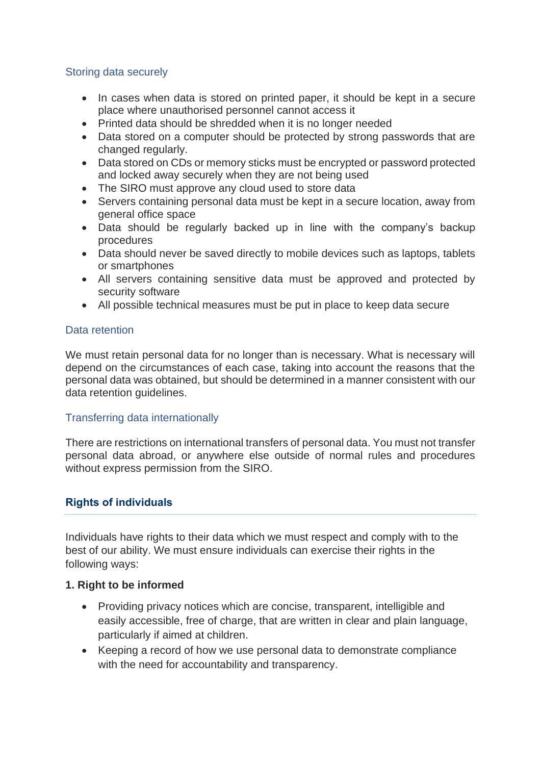### Storing data securely

- In cases when data is stored on printed paper, it should be kept in a secure place where unauthorised personnel cannot access it
- Printed data should be shredded when it is no longer needed
- Data stored on a computer should be protected by strong passwords that are changed regularly.
- Data stored on CDs or memory sticks must be encrypted or password protected and locked away securely when they are not being used
- The SIRO must approve any cloud used to store data
- Servers containing personal data must be kept in a secure location, away from general office space
- Data should be regularly backed up in line with the company's backup procedures
- Data should never be saved directly to mobile devices such as laptops, tablets or smartphones
- All servers containing sensitive data must be approved and protected by security software
- All possible technical measures must be put in place to keep data secure

### Data retention

We must retain personal data for no longer than is necessary. What is necessary will depend on the circumstances of each case, taking into account the reasons that the personal data was obtained, but should be determined in a manner consistent with our data retention guidelines.

### Transferring data internationally

There are restrictions on international transfers of personal data. You must not transfer personal data abroad, or anywhere else outside of normal rules and procedures without express permission from the SIRO.

## Rights of individuals

Individuals have rights to their data which we must respect and comply with to the best of our ability. We must ensure individuals can exercise their rights in the following ways:

**1. Right to be informed**

- Providing privacy notices which are concise, transparent, intelligible and easily accessible, free of charge, that are written in clear and plain language, particularly if aimed at children.
- Keeping a record of how we use personal data to demonstrate compliance with the need for accountability and transparency.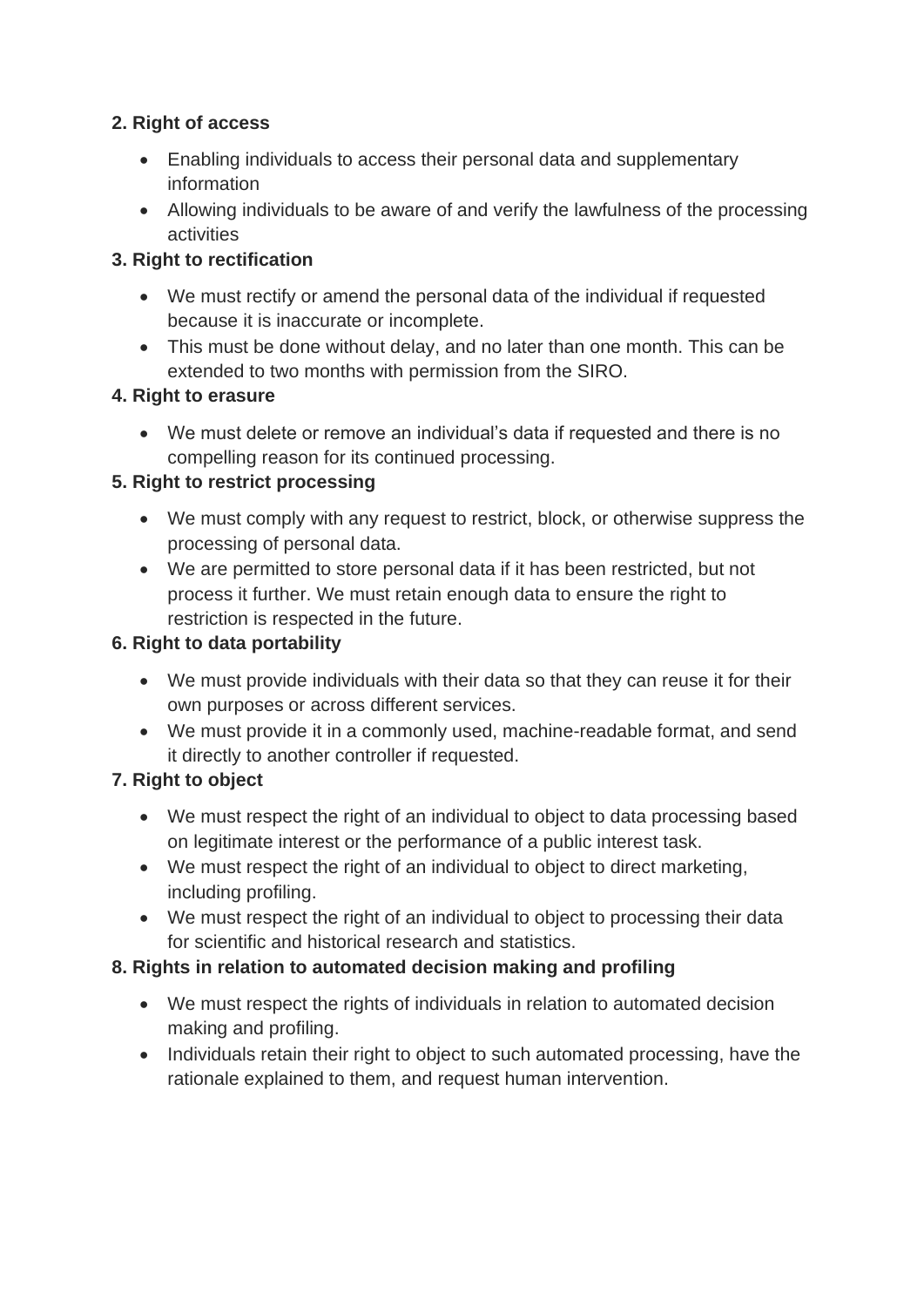**2. Right of access**

- Enabling individuals to access their personal data and supplementary information
- Allowing individuals to be aware of and verify the lawfulness of the processing activities

**3. Right to rectification**

- We must rectify or amend the personal data of the individual if requested because it is inaccurate or incomplete.
- This must be done without delay, and no later than one month. This can be extended to two months with permission from the SIRO.

**4. Right to erasure**

- We must delete or remove an individual's data if requested and there is no compelling reason for its continued processing.

**5. Right to restrict processing**

- We must comply with any request to restrict, block, or otherwise suppress the processing of personal data.
- We are permitted to store personal data if it has been restricted, but not process it further. We must retain enough data to ensure the right to restriction is respected in the future.

**6. Right to data portability**

- We must provide individuals with their data so that they can reuse it for their own purposes or across different services.
- We must provide it in a commonly used, machine-readable format, and send it directly to another controller if requested.

**7. Right to object**

- We must respect the right of an individual to object to data processing based on legitimate interest or the performance of a public interest task.
- We must respect the right of an individual to object to direct marketing, including profiling.
- We must respect the right of an individual to object to processing their data for scientific and historical research and statistics.

**8. Rights in relation to automated decision making and profiling**

- We must respect the rights of individuals in relation to automated decision making and profiling.
- Individuals retain their right to object to such automated processing, have the rationale explained to them, and request human intervention.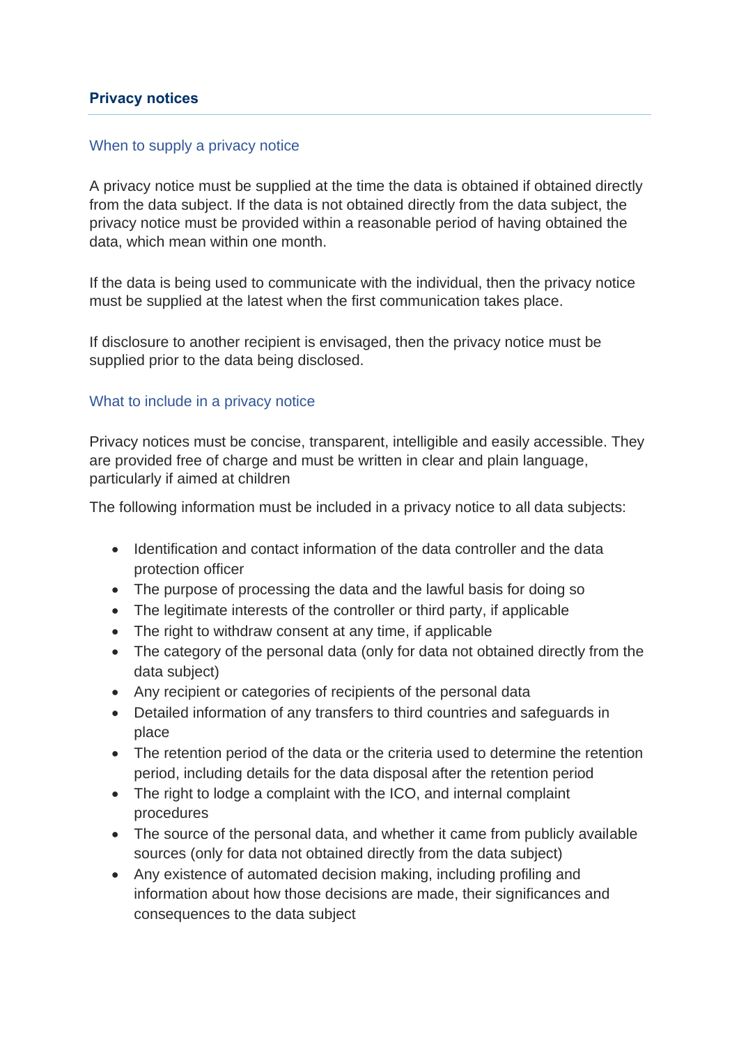## Privacy notices

### When to supply a privacy notice

A privacy notice must be supplied at the time the data is obtained if obtained directly from the data subject. If the data is not obtained directly from the data subject, the privacy notice must be provided within a reasonable period of having obtained the data, which mean within one month.

If the data is being used to communicate with the individual, then the privacy notice must be supplied at the latest when the first communication takes place.

If disclosure to another recipient is envisaged, then the privacy notice must be supplied prior to the data being disclosed.

### What to include in a privacy notice

Privacy notices must be concise, transparent, intelligible and easily accessible. They are provided free of charge and must be written in clear and plain language, particularly if aimed at children

The following information must be included in a privacy notice to all data subjects:

- Identification and contact information of the data controller and the data protection officer
- The purpose of processing the data and the lawful basis for doing so
- The legitimate interests of the controller or third party, if applicable
- The right to withdraw consent at any time, if applicable
- The category of the personal data (only for data not obtained directly from the data subject)
- Any recipient or categories of recipients of the personal data
- Detailed information of any transfers to third countries and safeguards in place
- The retention period of the data or the criteria used to determine the retention period, including details for the data disposal after the retention period
- The right to lodge a complaint with the ICO, and internal complaint procedures
- The source of the personal data, and whether it came from publicly available sources (only for data not obtained directly from the data subject)
- Any existence of automated decision making, including profiling and information about how those decisions are made, their significances and consequences to the data subject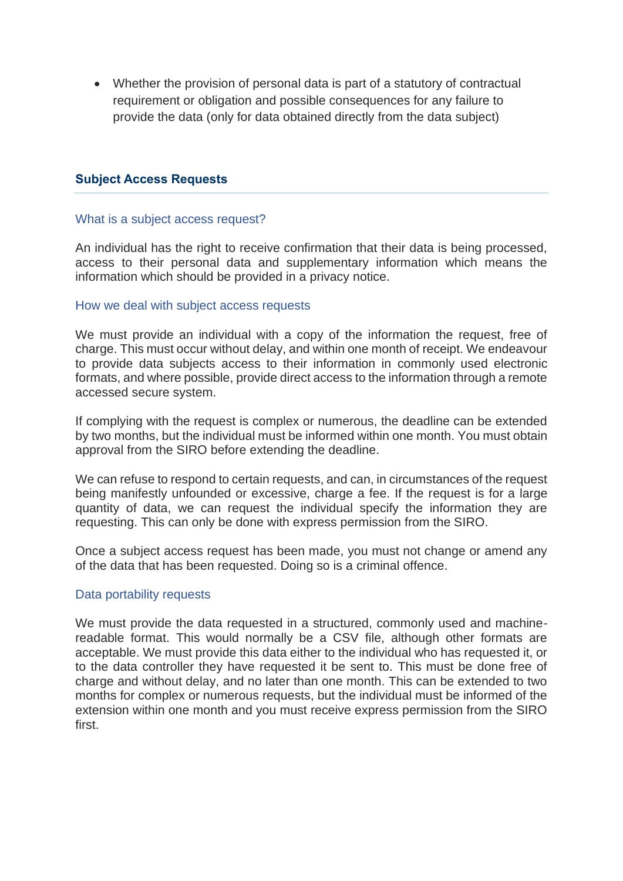- Whether the provision of personal data is part of a statutory of contractual requirement or obligation and possible consequences for any failure to provide the data (only for data obtained directly from the data subject)

## Subject Access Requests

### What is a subject access request?

An individual has the right to receive confirmation that their data is being processed, access to their personal data and supplementary information which means the information which should be provided in a privacy notice.

### How we deal with subject access requests

We must provide an individual with a copy of the information the request, free of charge. This must occur without delay, and within one month of receipt. We endeavour to provide data subjects access to their information in commonly used electronic formats, and where possible, provide direct access to the information through a remote accessed secure system.

If complying with the request is complex or numerous, the deadline can be extended by two months, but the individual must be informed within one month. You must obtain approval from the SIRO before extending the deadline.

We can refuse to respond to certain requests, and can, in circumstances of the request being manifestly unfounded or excessive, charge a fee. If the request is for a large quantity of data, we can request the individual specify the information they are requesting. This can only be done with express permission from the SIRO.

Once a subject access request has been made, you must not change or amend any of the data that has been requested. Doing so is a criminal offence.

### Data portability requests

We must provide the data requested in a structured, commonly used and machine-readable format. This would normally be a CSV file, although other formats are acceptable. We must provide this data either to the individual who has requested it, or to the data controller they have requested it be sent to. This must be done free of charge and without delay, and no later than one month. This can be extended to two months for complex or numerous requests, but the individual must be informed of the extension within one month and you must receive express permission from the SIRO first.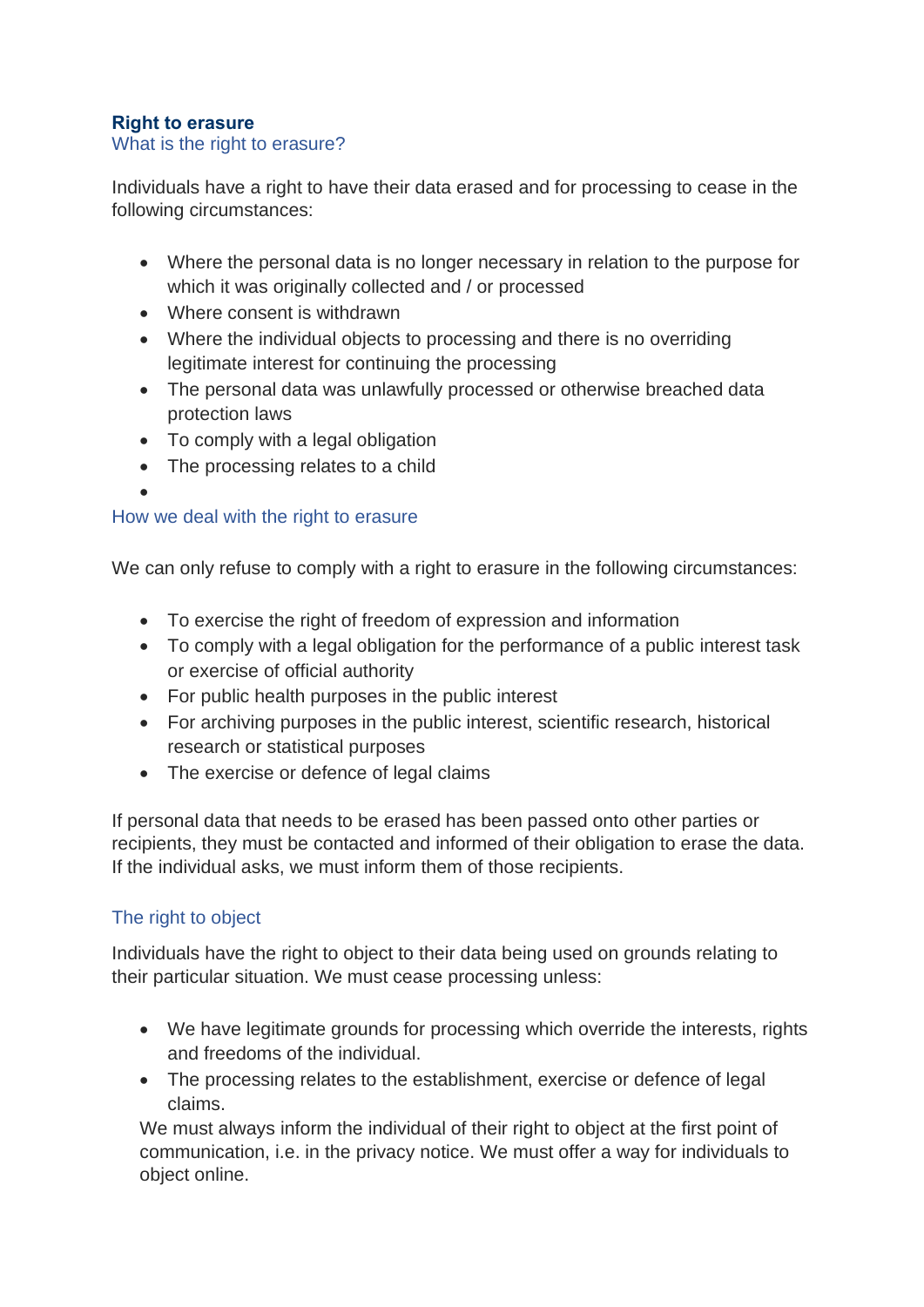## Right to erasure

### What is the right to erasure?

Individuals have a right to have their data erased and for processing to cease in the following circumstances:

- Where the personal data is no longer necessary in relation to the purpose for which it was originally collected and / or processed
- Where consent is withdrawn
- Where the individual objects to processing and there is no overriding legitimate interest for continuing the processing
- The personal data was unlawfully processed or otherwise breached data protection laws
- To comply with a legal obligation
- The processing relates to a child

### How we deal with the right to erasure

We can only refuse to comply with a right to erasure in the following circumstances:

- To exercise the right of freedom of expression and information
- To comply with a legal obligation for the performance of a public interest task or exercise of official authority
- For public health purposes in the public interest
- For archiving purposes in the public interest, scientific research, historical research or statistical purposes
- The exercise or defence of legal claims

If personal data that needs to be erased has been passed onto other parties or recipients, they must be contacted and informed of their obligation to erase the data. If the individual asks, we must inform them of those recipients.

### The right to object

Individuals have the right to object to their data being used on grounds relating to their particular situation. We must cease processing unless:

- We have legitimate grounds for processing which override the interests, rights and freedoms of the individual.
- The processing relates to the establishment, exercise or defence of legal claims.

We must always inform the individual of their right to object at the first point of communication, i.e. in the privacy notice. We must offer a way for individuals to object online.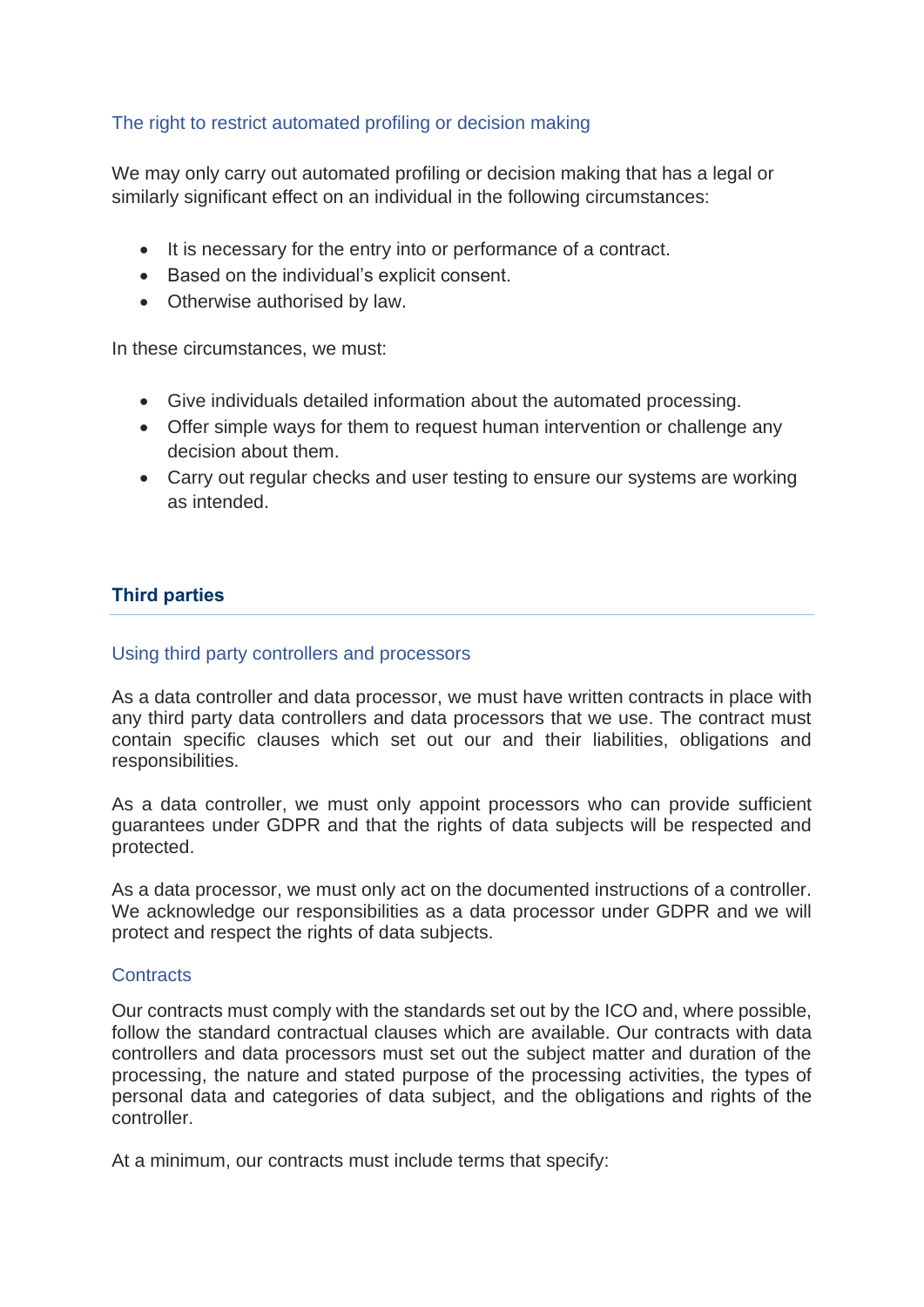### The right to restrict automated profiling or decision making

We may only carry out automated profiling or decision making that has a legal or similarly significant effect on an individual in the following circumstances:

- It is necessary for the entry into or performance of a contract.
- Based on the individual's explicit consent.
- Otherwise authorised by law.

In these circumstances, we must:

- Give individuals detailed information about the automated processing.
- Offer simple ways for them to request human intervention or challenge any decision about them.
- Carry out regular checks and user testing to ensure our systems are working as intended.

## Third parties

### Using third party controllers and processors

As a data controller and data processor, we must have written contracts in place with any third party data controllers and data processors that we use. The contract must contain specific clauses which set out our and their liabilities, obligations and responsibilities.

As a data controller, we must only appoint processors who can provide sufficient guarantees under GDPR and that the rights of data subjects will be respected and protected.

As a data processor, we must only act on the documented instructions of a controller. We acknowledge our responsibilities as a data processor under GDPR and we will protect and respect the rights of data subjects.

### Contracts

Our contracts must comply with the standards set out by the ICO and, where possible, follow the standard contractual clauses which are available. Our contracts with data controllers and data processors must set out the subject matter and duration of the processing, the nature and stated purpose of the processing activities, the types of personal data and categories of data subject, and the obligations and rights of the controller.

At a minimum, our contracts must include terms that specify: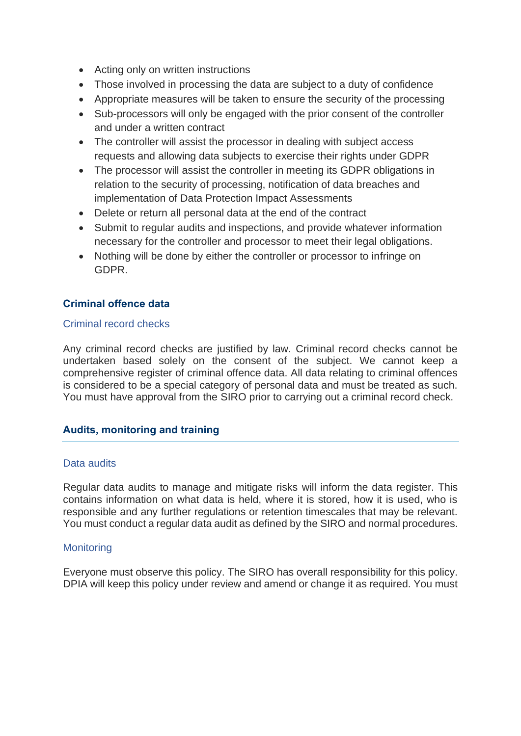- Acting only on written instructions
- Those involved in processing the data are subject to a duty of confidence
- Appropriate measures will be taken to ensure the security of the processing
- Sub-processors will only be engaged with the prior consent of the controller and under a written contract
- The controller will assist the processor in dealing with subject access requests and allowing data subjects to exercise their rights under GDPR
- The processor will assist the controller in meeting its GDPR obligations in relation to the security of processing, notification of data breaches and implementation of Data Protection Impact Assessments
- Delete or return all personal data at the end of the contract
- Submit to regular audits and inspections, and provide whatever information necessary for the controller and processor to meet their legal obligations.
- Nothing will be done by either the controller or processor to infringe on GDPR.

## Criminal offence data

### Criminal record checks

Any criminal record checks are justified by law. Criminal record checks cannot be undertaken based solely on the consent of the subject. We cannot keep a comprehensive register of criminal offence data. All data relating to criminal offences is considered to be a special category of personal data and must be treated as such. You must have approval from the SIRO prior to carrying out a criminal record check.

## Audits, monitoring and training

### Data audits

Regular data audits to manage and mitigate risks will inform the data register. This contains information on what data is held, where it is stored, how it is used, who is responsible and any further regulations or retention timescales that may be relevant. You must conduct a regular data audit as defined by the SIRO and normal procedures.

### Monitoring

Everyone must observe this policy. The SIRO has overall responsibility for this policy. DPIA will keep this policy under review and amend or change it as required. You must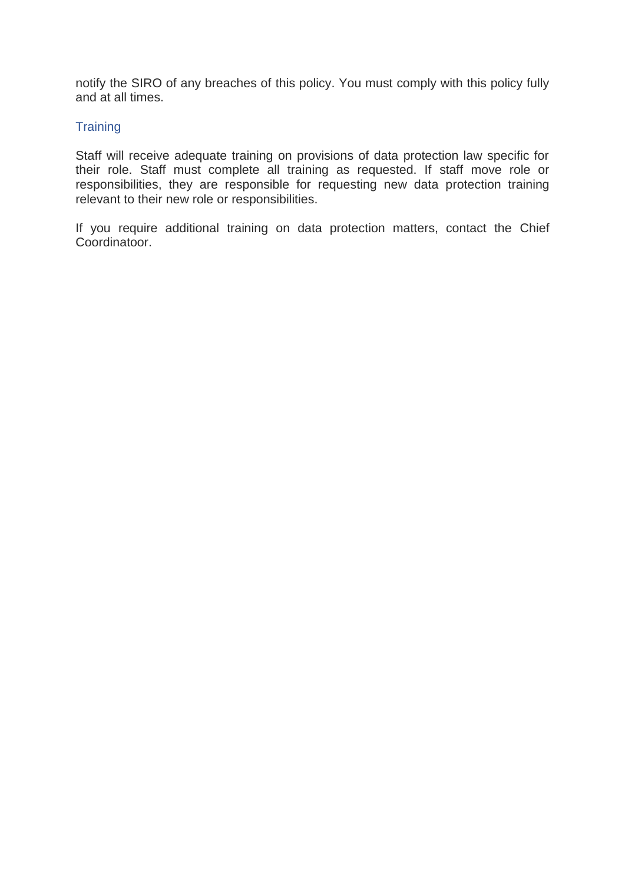notify the SIRO of any breaches of this policy. You must comply with this policy fully and at all times.

## Training

Staff will receive adequate training on provisions of data protection law specific for their role. Staff must complete all training as requested. If staff move role or responsibilities, they are responsible for requesting new data protection training relevant to their new role or responsibilities.

If you require additional training on data protection matters, contact the Chief Coordinatoor.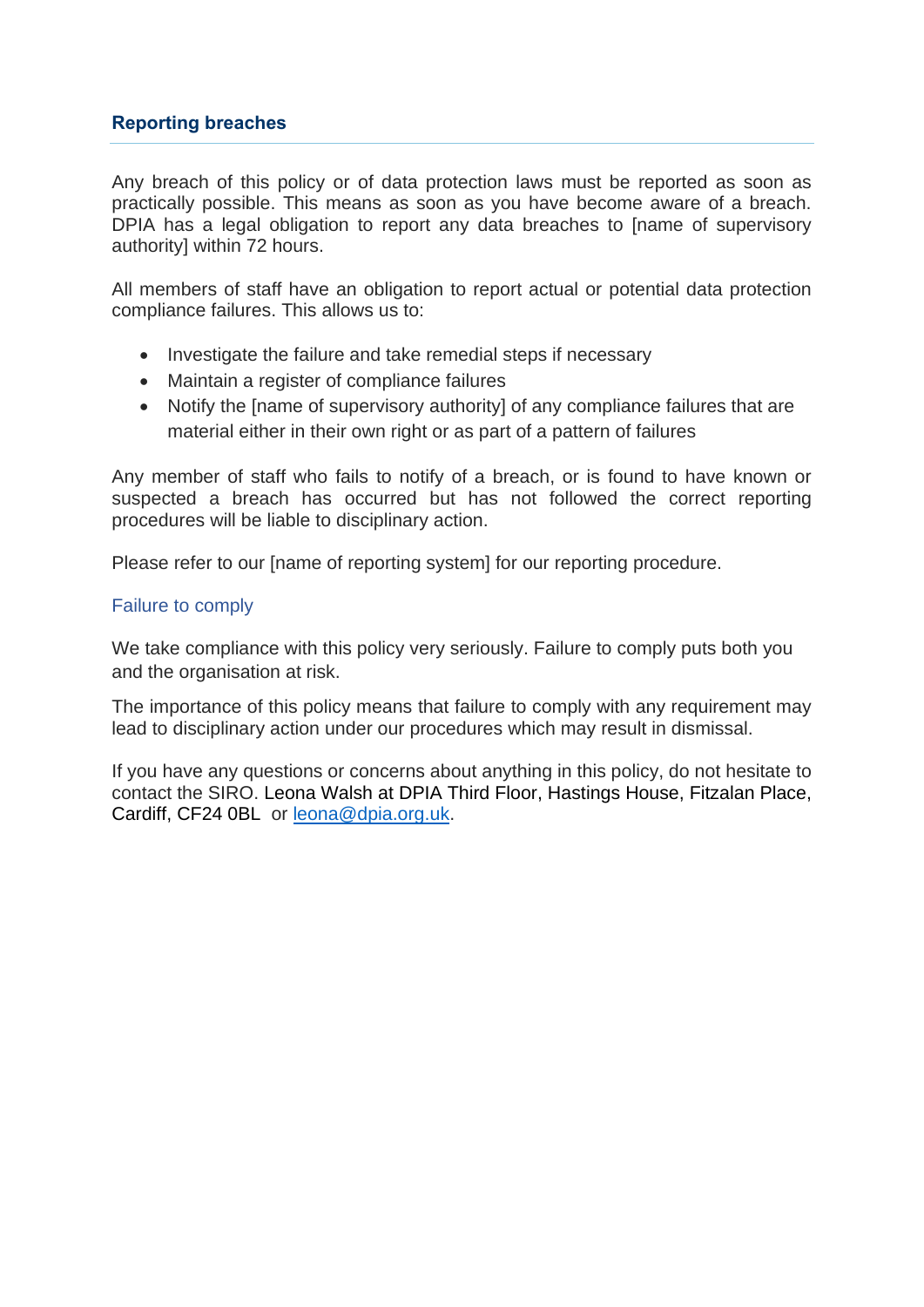## Reporting breaches

Any breach of this policy or of data protection laws must be reported as soon as practically possible. This means as soon as you have become aware of a breach. DPIA has a legal obligation to report any data breaches to [name of supervisory authority] within 72 hours.

All members of staff have an obligation to report actual or potential data protection compliance failures. This allows us to:

- Investigate the failure and take remedial steps if necessary
- Maintain a register of compliance failures
- Notify the [name of supervisory authority] of any compliance failures that are material either in their own right or as part of a pattern of failures

Any member of staff who fails to notify of a breach, or is found to have known or suspected a breach has occurred but has not followed the correct reporting procedures will be liable to disciplinary action.

Please refer to our [name of reporting system] for our reporting procedure.

### Failure to comply

We take compliance with this policy very seriously. Failure to comply puts both you and the organisation at risk.

The importance of this policy means that failure to comply with any requirement may lead to disciplinary action under our procedures which may result in dismissal.

If you have any questions or concerns about anything in this policy, do not hesitate to contact the SIRO. Leona Walsh at DPIA Third Floor, Hastings House, Fitzalan Place, Cardiff, CF24 0BL or leona@dpia.org.uk.